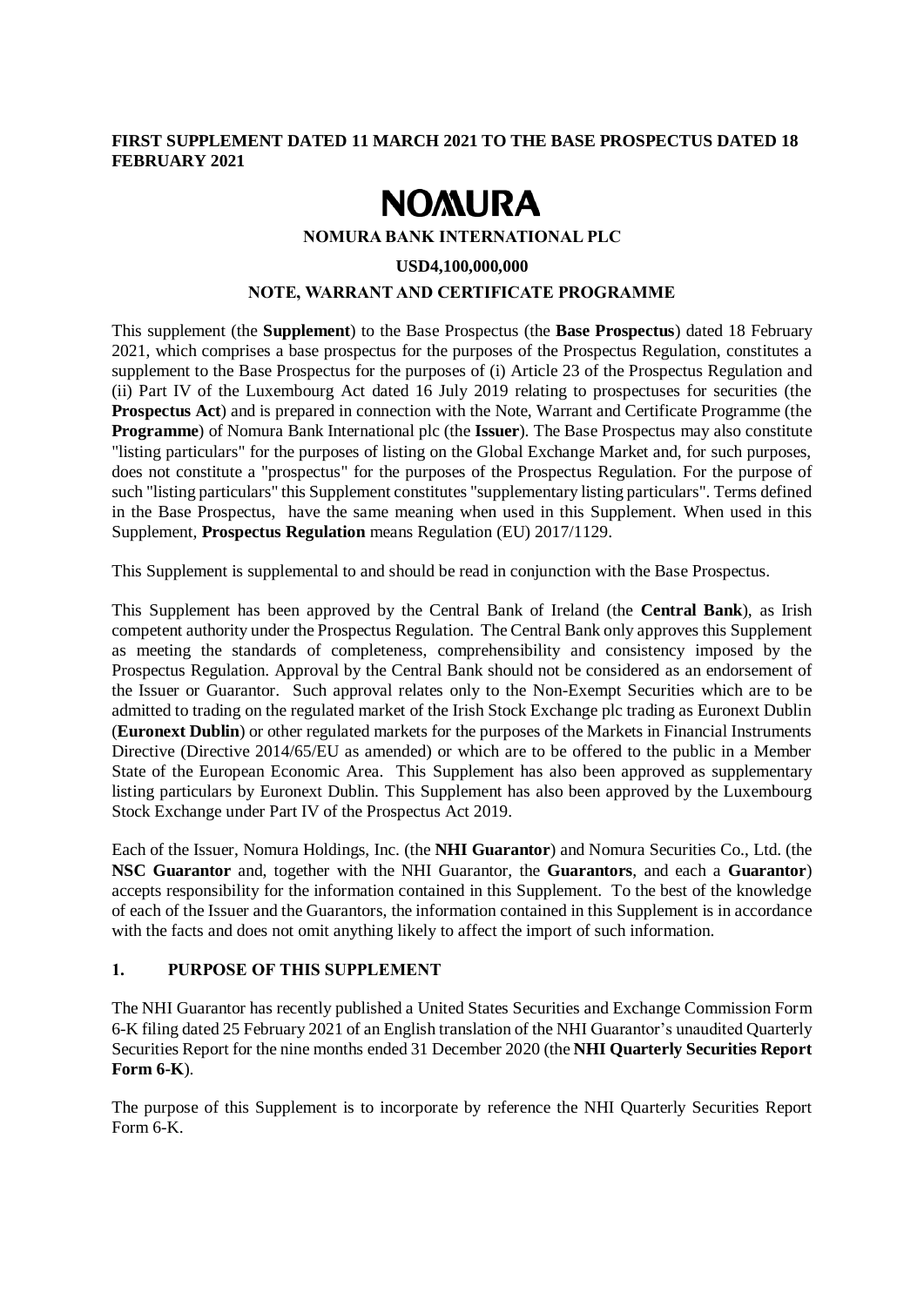**FIRST SUPPLEMENT DATED 11 MARCH 2021 TO THE BASE PROSPECTUS DATED 18 FEBRUARY 2021**

# NOMURA

**NOMURA BANK INTERNATIONAL PLC**

**USD4,100,000,000**

**NOTE, WARRANT AND CERTIFICATE PROGRAMME**

This supplement (the **Supplement**) to the Base Prospectus (the **Base Prospectus**) dated 18 February 2021, which comprises a base prospectus for the purposes of the Prospectus Regulation, constitutes a supplement to the Base Prospectus for the purposes of (i) Article 23 of the Prospectus Regulation and (ii) Part IV of the Luxembourg Act dated 16 July 2019 relating to prospectuses for securities (the **Prospectus Act**) and is prepared in connection with the Note, Warrant and Certificate Programme (the **Programme**) of Nomura Bank International plc (the **Issuer**). The Base Prospectus may also constitute "listing particulars" for the purposes of listing on the Global Exchange Market and, for such purposes, does not constitute a "prospectus" for the purposes of the Prospectus Regulation. For the purpose of such "listing particulars" this Supplement constitutes "supplementary listing particulars". Terms defined in the Base Prospectus, have the same meaning when used in this Supplement. When used in this Supplement, **Prospectus Regulation** means Regulation (EU) 2017/1129.

This Supplement is supplemental to and should be read in conjunction with the Base Prospectus.

This Supplement has been approved by the Central Bank of Ireland (the **Central Bank**), as Irish competent authority under the Prospectus Regulation. The Central Bank only approves this Supplement as meeting the standards of completeness, comprehensibility and consistency imposed by the Prospectus Regulation. Approval by the Central Bank should not be considered as an endorsement of the Issuer or Guarantor. Such approval relates only to the Non-Exempt Securities which are to be admitted to trading on the regulated market of the Irish Stock Exchange plc trading as Euronext Dublin (**Euronext Dublin**) or other regulated markets for the purposes of the Markets in Financial Instruments Directive (Directive 2014/65/EU as amended) or which are to be offered to the public in a Member State of the European Economic Area. This Supplement has also been approved as supplementary listing particulars by Euronext Dublin. This Supplement has also been approved by the Luxembourg Stock Exchange under Part IV of the Prospectus Act 2019.

Each of the Issuer, Nomura Holdings, Inc. (the **NHI Guarantor**) and Nomura Securities Co., Ltd. (the **NSC Guarantor** and, together with the NHI Guarantor, the **Guarantors**, and each a **Guarantor**) accepts responsibility for the information contained in this Supplement. To the best of the knowledge of each of the Issuer and the Guarantors, the information contained in this Supplement is in accordance with the facts and does not omit anything likely to affect the import of such information.

## 1. PURPOSE OF THIS SUPPLEMENT

The NHI Guarantor has recently published a United States Securities and Exchange Commission Form 6-K filing dated 25 February 2021 of an English translation of the NHI Guarantor's unaudited Quarterly Securities Report for the nine months ended 31 December 2020 (the **NHI Quarterly Securities Report Form 6-K**).

The purpose of this Supplement is to incorporate by reference the NHI Quarterly Securities Report Form 6-K.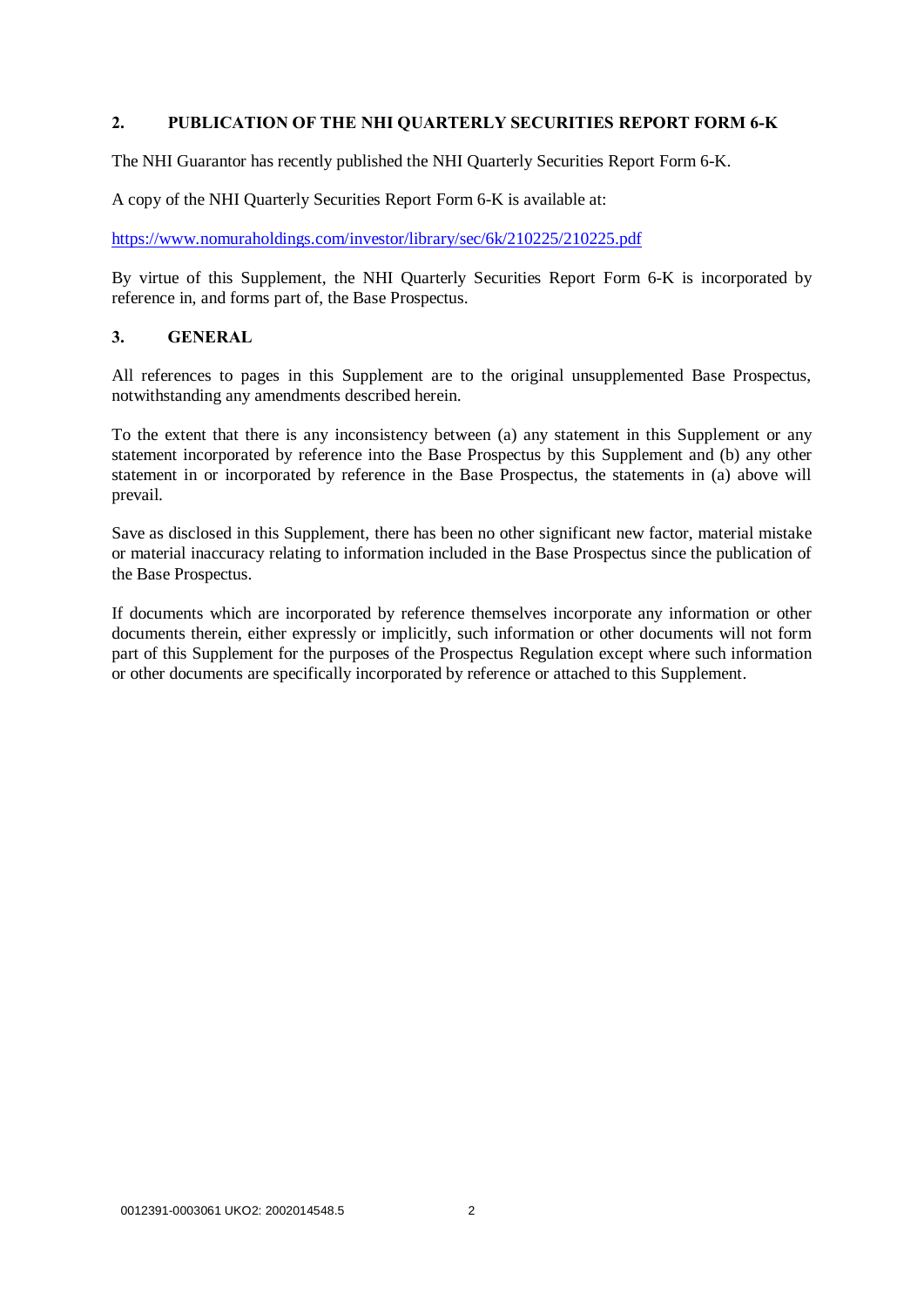## 2. PUBLICATION OF THE NHI QUARTERLY SECURITIES REPORT FORM 6-K

The NHI Guarantor has recently published the NHI Quarterly Securities Report Form 6-K.

A copy of the NHI Quarterly Securities Report Form 6-K is available at:

https://www.nomuraholdings.com/investor/library/sec/6k/210225/210225.pdf

By virtue of this Supplement, the NHI Quarterly Securities Report Form 6-K is incorporated by reference in, and forms part of, the Base Prospectus.

## 3. GENERAL

All references to pages in this Supplement are to the original unsupplemented Base Prospectus, notwithstanding any amendments described herein.

To the extent that there is any inconsistency between (a) any statement in this Supplement or any statement incorporated by reference into the Base Prospectus by this Supplement and (b) any other statement in or incorporated by reference in the Base Prospectus, the statements in (a) above will prevail.

Save as disclosed in this Supplement, there has been no other significant new factor, material mistake or material inaccuracy relating to information included in the Base Prospectus since the publication of the Base Prospectus.

If documents which are incorporated by reference themselves incorporate any information or other documents therein, either expressly or implicitly, such information or other documents will not form part of this Supplement for the purposes of the Prospectus Regulation except where such information or other documents are specifically incorporated by reference or attached to this Supplement.

0012391-0003061 UKO2: 2002014548.5